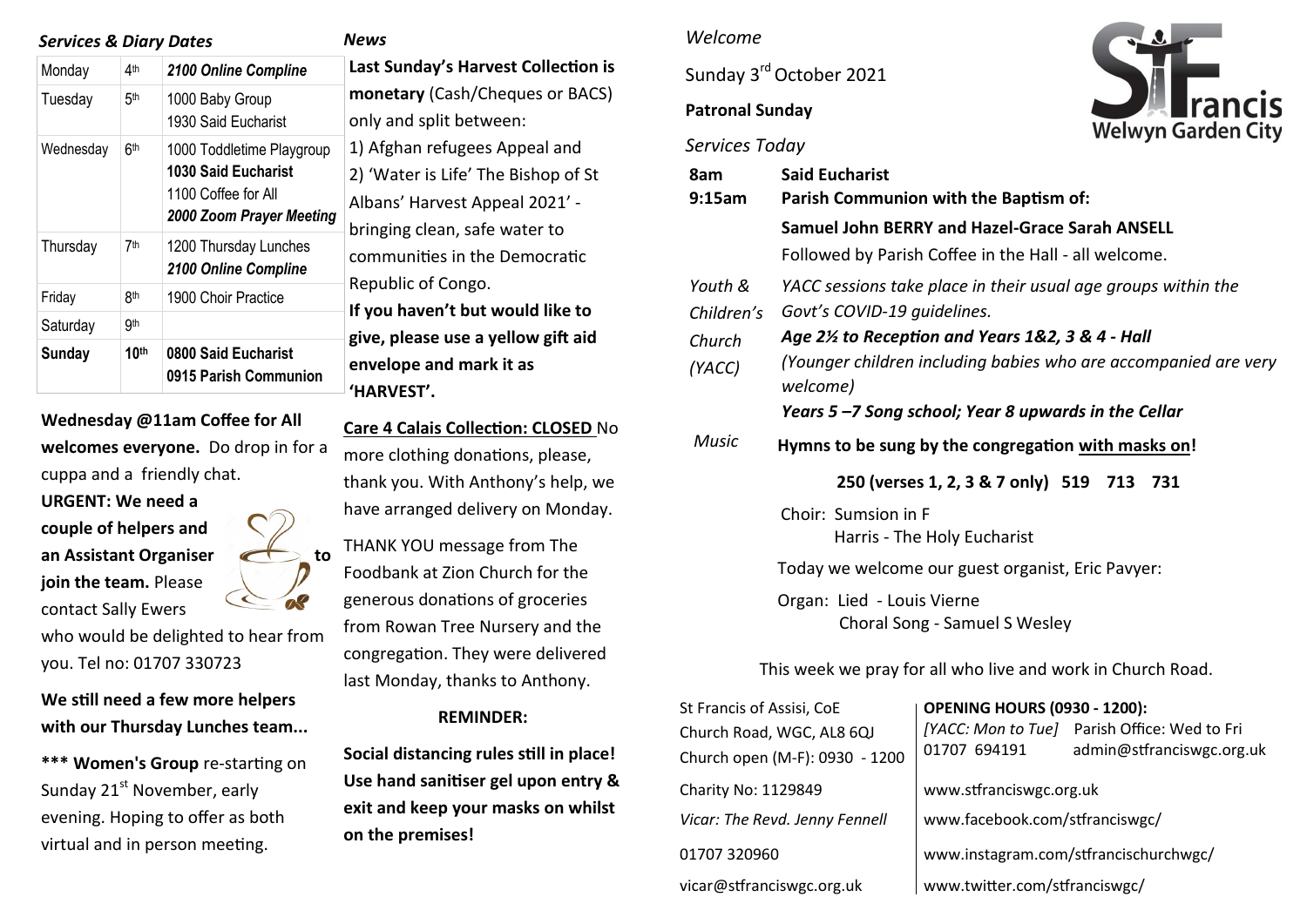## *Services & Diary Dates*

| Monday | 4th | ***2100 Online Compline*** |
|---|---|---|
| Tuesday | 5th | 1000 Baby Group<br>1930 Said Eucharist |
| Wednesday | 6th | 1000 Toddletime Playgroup<br>**1030 Said Eucharist**<br>1100 Coffee for All<br>***2000 Zoom Prayer Meeting*** |
| Thursday | 7th | 1200 Thursday Lunches<br>***2100 Online Compline*** |
| Friday | 8th | 1900 Choir Practice |
| Saturday | 9th | |
| **Sunday** | **10th** | **0800 Said Eucharist**<br>**0915 Parish Communion** |

**Wednesday @11am Coffee for All welcomes everyone.** Do drop in for a cuppa and a friendly chat.

**URGENT: We need a couple of helpers and an Assistant Organiser to join the team.** Please contact Sally Ewers who would be delighted to hear from you. Tel no: 01707 330723

**We still need a few more helpers with our Thursday Lunches team...**

**\*\*\* Women's Group** re-starting on Sunday 21st November, early evening. Hoping to offer as both virtual and in person meeting.

## *News*

**Last Sunday's Harvest Collection is monetary** (Cash/Cheques or BACS) only and split between:

1) Afghan refugees Appeal and
2) 'Water is Life' The Bishop of St Albans' Harvest Appeal 2021' - bringing clean, safe water to communities in the Democratic Republic of Congo.

**If you haven't but would like to give, please use a yellow gift aid envelope and mark it as 'HARVEST'.**

**Care 4 Calais Collection: CLOSED** No more clothing donations, please, thank you. With Anthony's help, we have arranged delivery on Monday.

THANK YOU message from The Foodbank at Zion Church for the generous donations of groceries from Rowan Tree Nursery and the congregation. They were delivered last Monday, thanks to Anthony.

**REMINDER:**

**Social distancing rules still in place! Use hand sanitiser gel upon entry & exit and keep your masks on whilst on the premises!**

## *Welcome*

St Francis Welwyn Garden City

Sunday 3rd October 2021

**Patronal Sunday**

### *Services Today*

**8am** **Said Eucharist**

**9:15am** **Parish Communion with the Baptism of:**

**Samuel John BERRY and Hazel-Grace Sarah ANSELL**

Followed by Parish Coffee in the Hall - all welcome.

*Youth & Children's Church (YACC)*

*YACC sessions take place in their usual age groups within the Govt's COVID-19 guidelines.*

***Age 2½ to Reception and Years 1&2, 3 & 4 - Hall***

*(Younger children including babies who are accompanied are very welcome)*

***Years 5 –7 Song school; Year 8 upwards in the Cellar***

*Music*

**Hymns to be sung by the congregation with masks on!**

**250 (verses 1, 2, 3 & 7 only) 519 713 731**

Choir: Sumsion in F
Harris - The Holy Eucharist

Today we welcome our guest organist, Eric Pavyer:

Organ: Lied - Louis Vierne
Choral Song - Samuel S Wesley

This week we pray for all who live and work in Church Road.

St Francis of Assisi, CoE
Church Road, WGC, AL8 6QJ
Church open (M-F): 0930 - 1200

Charity No: 1129849

*Vicar: The Revd. Jenny Fennell*

01707 320960

vicar@stfranciswgc.org.uk

**OPENING HOURS (0930 - 1200):**
*[YACC: Mon to Tue]* Parish Office: Wed to Fri
01707 694191 admin@stfranciswgc.org.uk

www.stfranciswgc.org.uk

www.facebook.com/stfranciswgc/

www.instagram.com/stfrancischurchwgc/

www.twitter.com/stfranciswgc/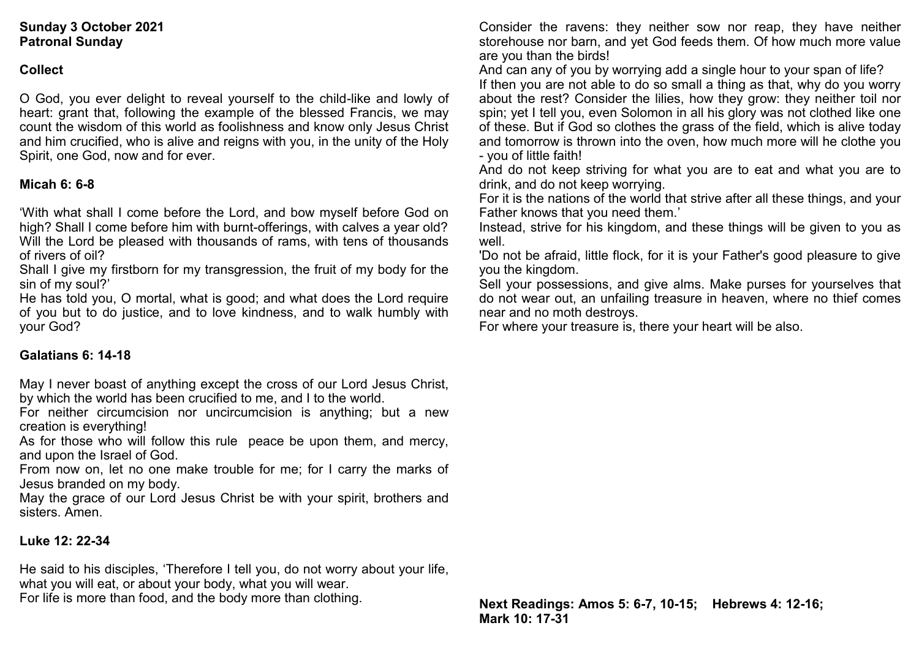**Sunday 3 October 2021**
**Patronal Sunday**

**Collect**

O God, you ever delight to reveal yourself to the child-like and lowly of heart: grant that, following the example of the blessed Francis, we may count the wisdom of this world as foolishness and know only Jesus Christ and him crucified, who is alive and reigns with you, in the unity of the Holy Spirit, one God, now and for ever.

**Micah 6: 6-8**

'With what shall I come before the Lord, and bow myself before God on high? Shall I come before him with burnt-offerings, with calves a year old?
Will the Lord be pleased with thousands of rams, with tens of thousands of rivers of oil?
Shall I give my firstborn for my transgression, the fruit of my body for the sin of my soul?'
He has told you, O mortal, what is good; and what does the Lord require of you but to do justice, and to love kindness, and to walk humbly with your God?

**Galatians 6: 14-18**

May I never boast of anything except the cross of our Lord Jesus Christ, by which the world has been crucified to me, and I to the world.
For neither circumcision nor uncircumcision is anything; but a new creation is everything!
As for those who will follow this rule peace be upon them, and mercy, and upon the Israel of God.
From now on, let no one make trouble for me; for I carry the marks of Jesus branded on my body.
May the grace of our Lord Jesus Christ be with your spirit, brothers and sisters. Amen.

**Luke 12: 22-34**

He said to his disciples, 'Therefore I tell you, do not worry about your life, what you will eat, or about your body, what you will wear.
For life is more than food, and the body more than clothing.
Consider the ravens: they neither sow nor reap, they have neither storehouse nor barn, and yet God feeds them. Of how much more value are you than the birds!
And can any of you by worrying add a single hour to your span of life?
If then you are not able to do so small a thing as that, why do you worry about the rest? Consider the lilies, how they grow: they neither toil nor spin; yet I tell you, even Solomon in all his glory was not clothed like one of these. But if God so clothes the grass of the field, which is alive today and tomorrow is thrown into the oven, how much more will he clothe you - you of little faith!
And do not keep striving for what you are to eat and what you are to drink, and do not keep worrying.
For it is the nations of the world that strive after all these things, and your Father knows that you need them.'
Instead, strive for his kingdom, and these things will be given to you as well.
'Do not be afraid, little flock, for it is your Father's good pleasure to give you the kingdom.
Sell your possessions, and give alms. Make purses for yourselves that do not wear out, an unfailing treasure in heaven, where no thief comes near and no moth destroys.
For where your treasure is, there your heart will be also.

**Next Readings: Amos 5: 6-7, 10-15; Hebrews 4: 12-16; Mark 10: 17-31**